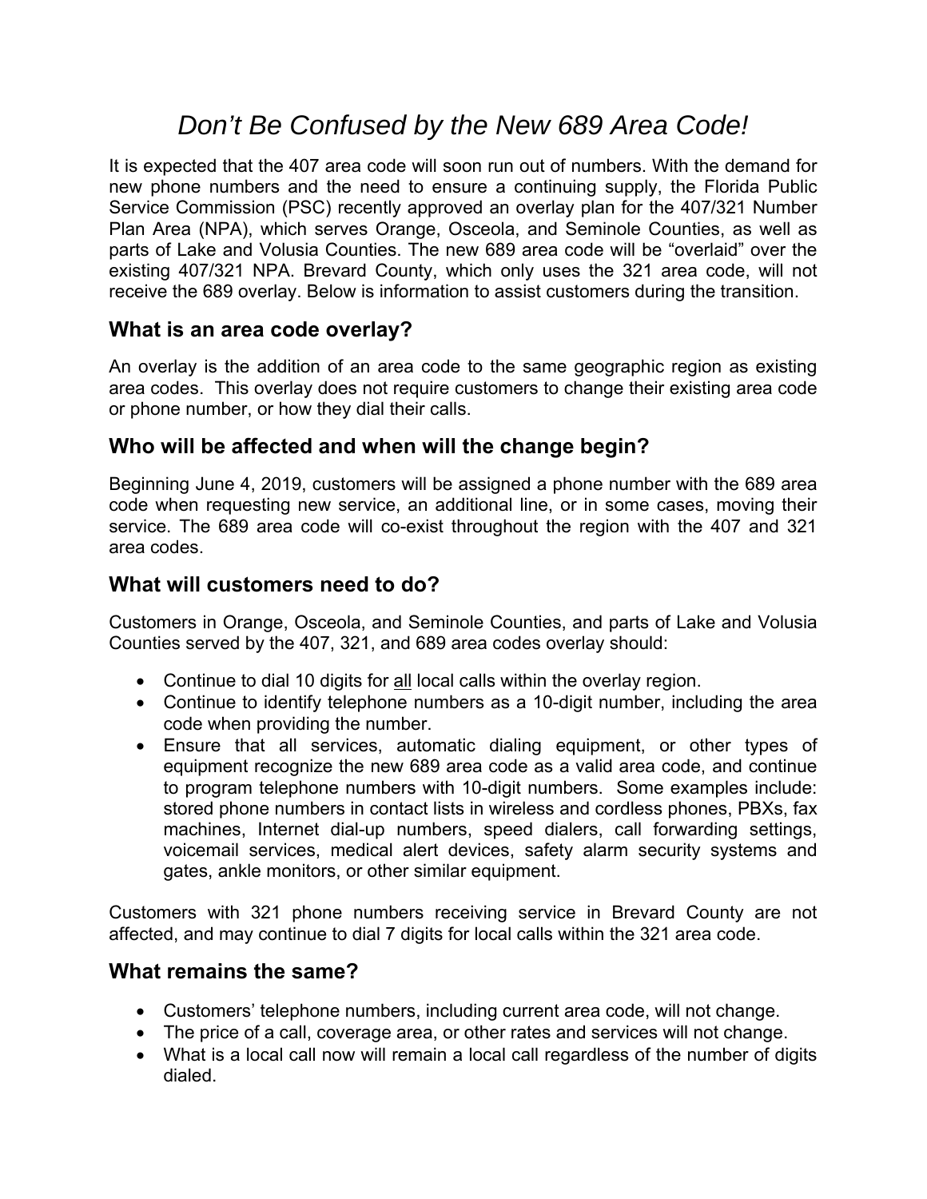# *Don't Be Confused by the New 689 Area Code!*

It is expected that the 407 area code will soon run out of numbers. With the demand for new phone numbers and the need to ensure a continuing supply, the Florida Public Service Commission (PSC) recently approved an overlay plan for the 407/321 Number Plan Area (NPA), which serves Orange, Osceola, and Seminole Counties, as well as parts of Lake and Volusia Counties. The new 689 area code will be "overlaid" over the existing 407/321 NPA. Brevard County, which only uses the 321 area code, will not receive the 689 overlay. Below is information to assist customers during the transition.

## What is an area code overlay?

An overlay is the addition of an area code to the same geographic region as existing area codes. This overlay does not require customers to change their existing area code or phone number, or how they dial their calls.

## Who will be affected and when will the change begin?

Beginning June 4, 2019, customers will be assigned a phone number with the 689 area code when requesting new service, an additional line, or in some cases, moving their service. The 689 area code will co-exist throughout the region with the 407 and 321 area codes.

## What will customers need to do?

Customers in Orange, Osceola, and Seminole Counties, and parts of Lake and Volusia Counties served by the 407, 321, and 689 area codes overlay should:

- Continue to dial 10 digits for <u>all</u> local calls within the overlay region.
- Continue to identify telephone numbers as a 10-digit number, including the area code when providing the number.
- Ensure that all services, automatic dialing equipment, or other types of equipment recognize the new 689 area code as a valid area code, and continue to program telephone numbers with 10-digit numbers. Some examples include: stored phone numbers in contact lists in wireless and cordless phones, PBXs, fax machines, Internet dial-up numbers, speed dialers, call forwarding settings, voicemail services, medical alert devices, safety alarm security systems and gates, ankle monitors, or other similar equipment.

Customers with 321 phone numbers receiving service in Brevard County are not affected, and may continue to dial 7 digits for local calls within the 321 area code.

## What remains the same?

- Customers' telephone numbers, including current area code, will not change.
- The price of a call, coverage area, or other rates and services will not change.
- What is a local call now will remain a local call regardless of the number of digits dialed.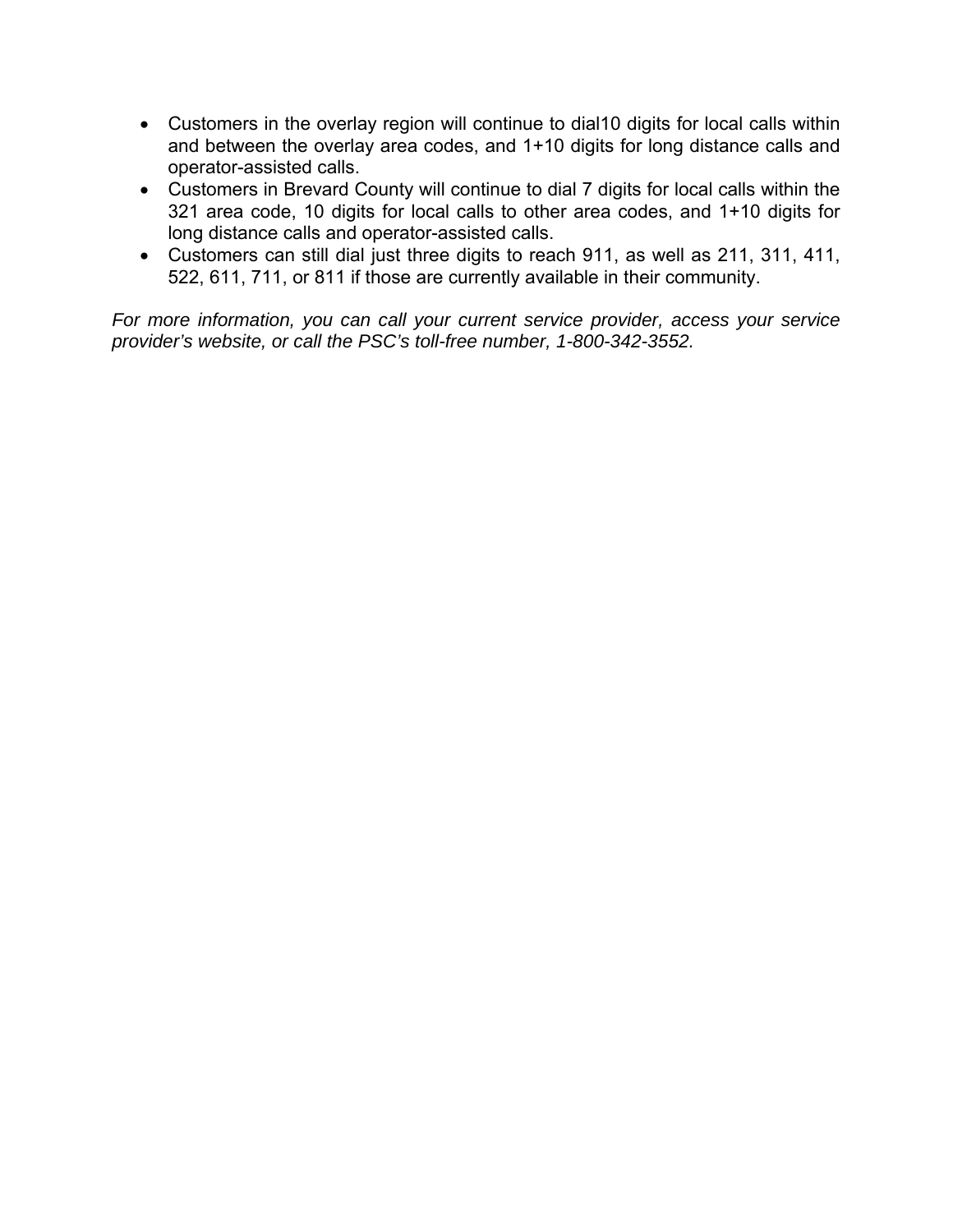- Customers in the overlay region will continue to dial10 digits for local calls within and between the overlay area codes, and 1+10 digits for long distance calls and operator-assisted calls.
- Customers in Brevard County will continue to dial 7 digits for local calls within the 321 area code, 10 digits for local calls to other area codes, and 1+10 digits for long distance calls and operator-assisted calls.
- Customers can still dial just three digits to reach 911, as well as 211, 311, 411, 522, 611, 711, or 811 if those are currently available in their community.

*For more information, you can call your current service provider, access your service provider's website, or call the PSC's toll-free number, 1-800-342-3552.*